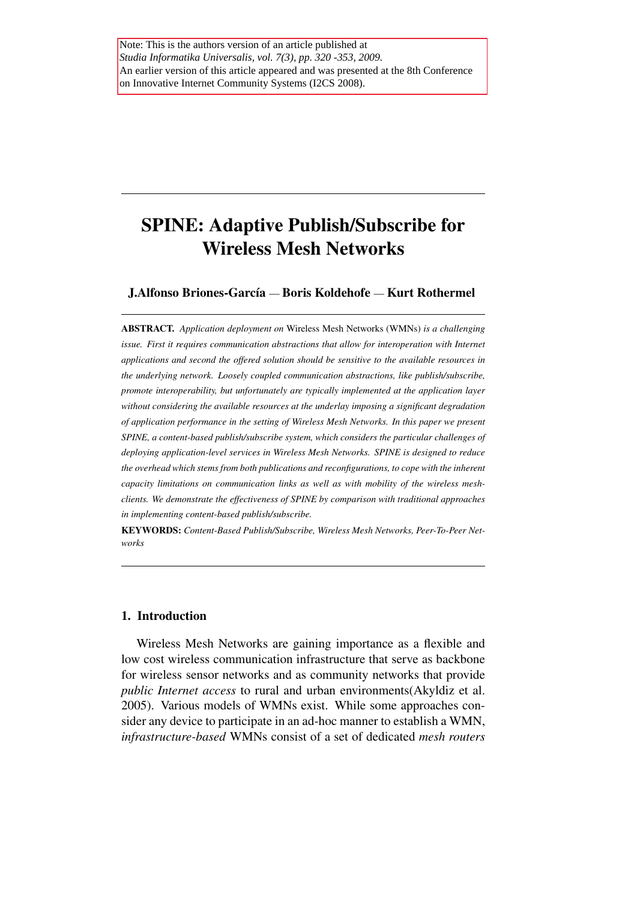Note: This is the authors version of an article published at
*Studia Informatika Universalis, vol. 7(3), pp. 320 -353, 2009.*
An earlier version of this article appeared and was presented at the 8th Conference on Innovative Internet Community Systems (I2CS 2008).

# SPINE: Adaptive Publish/Subscribe for Wireless Mesh Networks

**J.Alfonso Briones-García — Boris Koldehofe — Kurt Rothermel**

**ABSTRACT.** *Application deployment on* Wireless Mesh Networks (WMNs) *is a challenging issue. First it requires communication abstractions that allow for interoperation with Internet applications and second the offered solution should be sensitive to the available resources in the underlying network. Loosely coupled communication abstractions, like publish/subscribe, promote interoperability, but unfortunately are typically implemented at the application layer without considering the available resources at the underlay imposing a significant degradation of application performance in the setting of Wireless Mesh Networks. In this paper we present SPINE, a content-based publish/subscribe system, which considers the particular challenges of deploying application-level services in Wireless Mesh Networks. SPINE is designed to reduce the overhead which stems from both publications and reconfigurations, to cope with the inherent capacity limitations on communication links as well as with mobility of the wireless mesh-clients. We demonstrate the effectiveness of SPINE by comparison with traditional approaches in implementing content-based publish/subscribe.*

**KEYWORDS:** *Content-Based Publish/Subscribe, Wireless Mesh Networks, Peer-To-Peer Networks*

## 1. Introduction

Wireless Mesh Networks are gaining importance as a flexible and low cost wireless communication infrastructure that serve as backbone for wireless sensor networks and as community networks that provide *public Internet access* to rural and urban environments(Akyldiz et al. 2005). Various models of WMNs exist. While some approaches consider any device to participate in an ad-hoc manner to establish a WMN, *infrastructure-based* WMNs consist of a set of dedicated *mesh routers*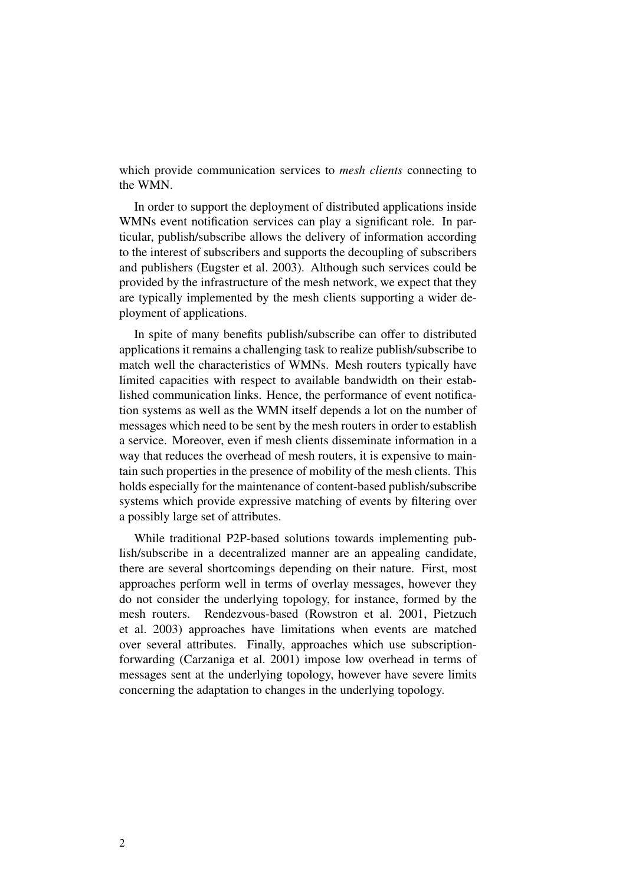which provide communication services to *mesh clients* connecting to the WMN.

In order to support the deployment of distributed applications inside WMNs event notification services can play a significant role. In particular, publish/subscribe allows the delivery of information according to the interest of subscribers and supports the decoupling of subscribers and publishers (Eugster et al. 2003). Although such services could be provided by the infrastructure of the mesh network, we expect that they are typically implemented by the mesh clients supporting a wider deployment of applications.

In spite of many benefits publish/subscribe can offer to distributed applications it remains a challenging task to realize publish/subscribe to match well the characteristics of WMNs. Mesh routers typically have limited capacities with respect to available bandwidth on their established communication links. Hence, the performance of event notification systems as well as the WMN itself depends a lot on the number of messages which need to be sent by the mesh routers in order to establish a service. Moreover, even if mesh clients disseminate information in a way that reduces the overhead of mesh routers, it is expensive to maintain such properties in the presence of mobility of the mesh clients. This holds especially for the maintenance of content-based publish/subscribe systems which provide expressive matching of events by filtering over a possibly large set of attributes.

While traditional P2P-based solutions towards implementing publish/subscribe in a decentralized manner are an appealing candidate, there are several shortcomings depending on their nature. First, most approaches perform well in terms of overlay messages, however they do not consider the underlying topology, for instance, formed by the mesh routers. Rendezvous-based (Rowstron et al. 2001, Pietzuch et al. 2003) approaches have limitations when events are matched over several attributes. Finally, approaches which use subscription-forwarding (Carzaniga et al. 2001) impose low overhead in terms of messages sent at the underlying topology, however have severe limits concerning the adaptation to changes in the underlying topology.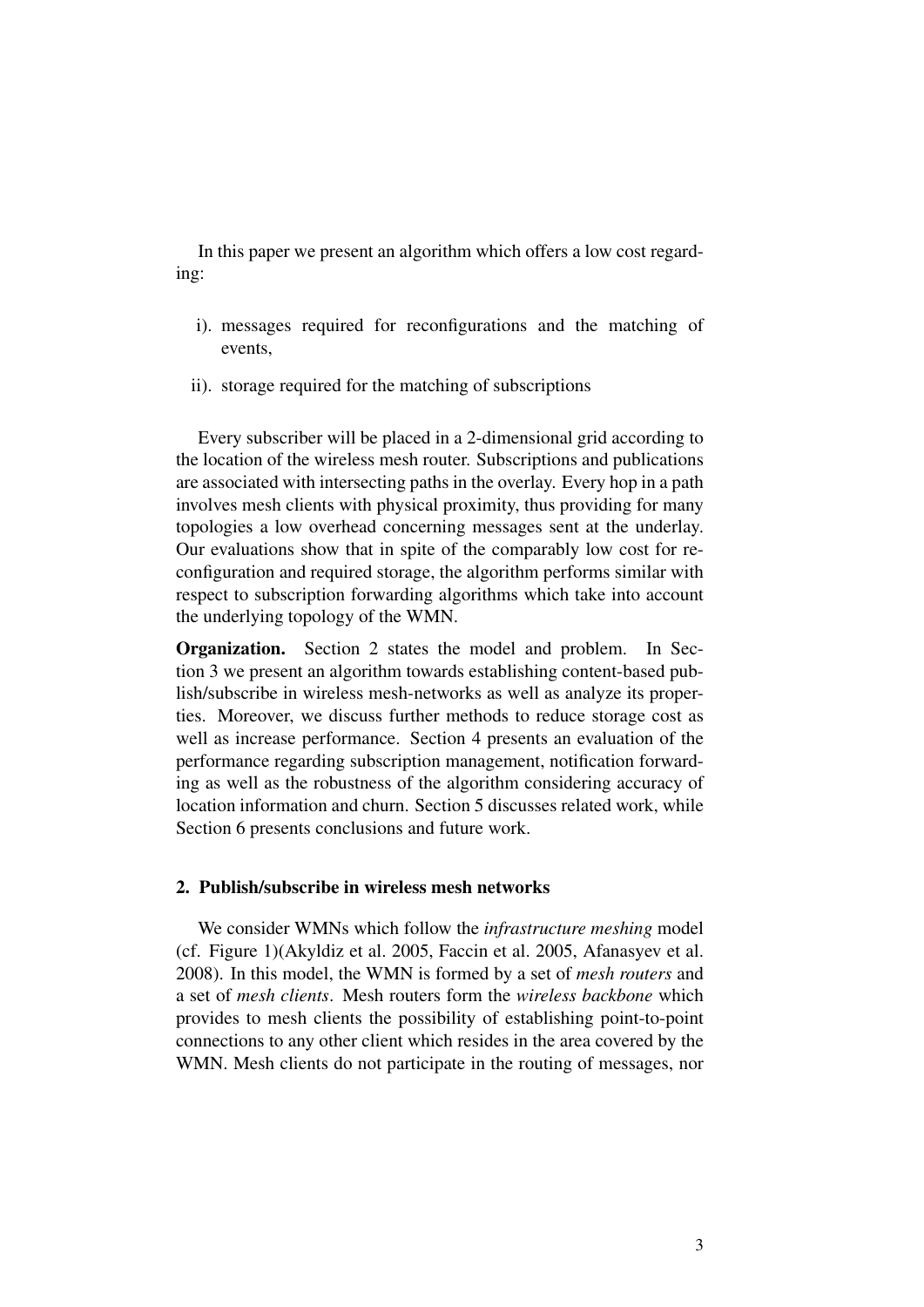In this paper we present an algorithm which offers a low cost regarding:

i). messages required for reconfigurations and the matching of events,

ii). storage required for the matching of subscriptions

Every subscriber will be placed in a 2-dimensional grid according to the location of the wireless mesh router. Subscriptions and publications are associated with intersecting paths in the overlay. Every hop in a path involves mesh clients with physical proximity, thus providing for many topologies a low overhead concerning messages sent at the underlay. Our evaluations show that in spite of the comparably low cost for reconfiguration and required storage, the algorithm performs similar with respect to subscription forwarding algorithms which take into account the underlying topology of the WMN.

**Organization.** Section 2 states the model and problem. In Section 3 we present an algorithm towards establishing content-based publish/subscribe in wireless mesh-networks as well as analyze its properties. Moreover, we discuss further methods to reduce storage cost as well as increase performance. Section 4 presents an evaluation of the performance regarding subscription management, notification forwarding as well as the robustness of the algorithm considering accuracy of location information and churn. Section 5 discusses related work, while Section 6 presents conclusions and future work.

## 2. Publish/subscribe in wireless mesh networks

We consider WMNs which follow the *infrastructure meshing* model (cf. Figure 1)(Akyldiz et al. 2005, Faccin et al. 2005, Afanasyev et al. 2008). In this model, the WMN is formed by a set of *mesh routers* and a set of *mesh clients*. Mesh routers form the *wireless backbone* which provides to mesh clients the possibility of establishing point-to-point connections to any other client which resides in the area covered by the WMN. Mesh clients do not participate in the routing of messages, nor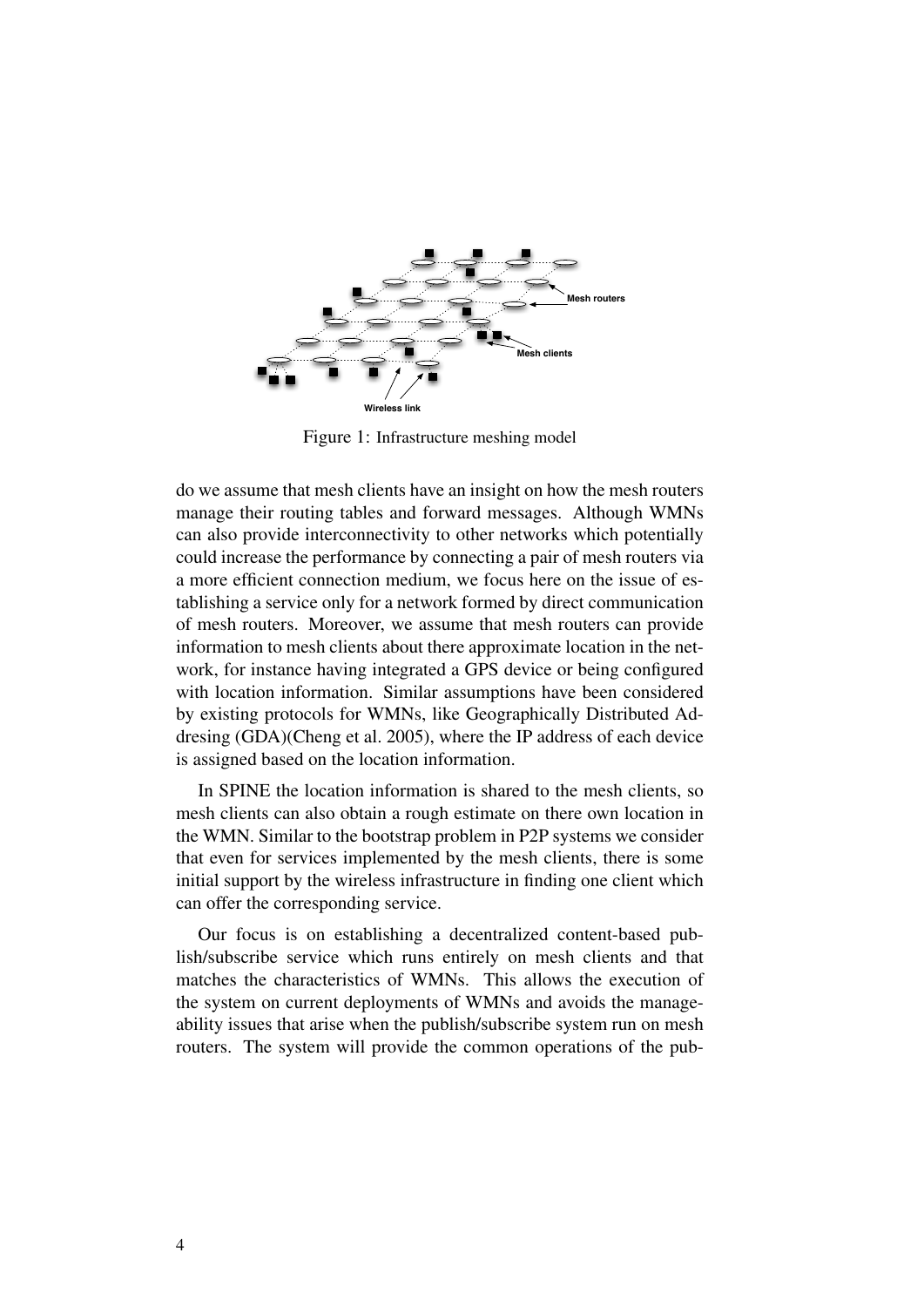Figure 1: Infrastructure meshing model

do we assume that mesh clients have an insight on how the mesh routers manage their routing tables and forward messages. Although WMNs can also provide interconnectivity to other networks which potentially could increase the performance by connecting a pair of mesh routers via a more efficient connection medium, we focus here on the issue of establishing a service only for a network formed by direct communication of mesh routers. Moreover, we assume that mesh routers can provide information to mesh clients about there approximate location in the network, for instance having integrated a GPS device or being configured with location information. Similar assumptions have been considered by existing protocols for WMNs, like Geographically Distributed Addresing (GDA)(Cheng et al. 2005), where the IP address of each device is assigned based on the location information.

In SPINE the location information is shared to the mesh clients, so mesh clients can also obtain a rough estimate on there own location in the WMN. Similar to the bootstrap problem in P2P systems we consider that even for services implemented by the mesh clients, there is some initial support by the wireless infrastructure in finding one client which can offer the corresponding service.

Our focus is on establishing a decentralized content-based publish/subscribe service which runs entirely on mesh clients and that matches the characteristics of WMNs. This allows the execution of the system on current deployments of WMNs and avoids the manageability issues that arise when the publish/subscribe system run on mesh routers. The system will provide the common operations of the pub-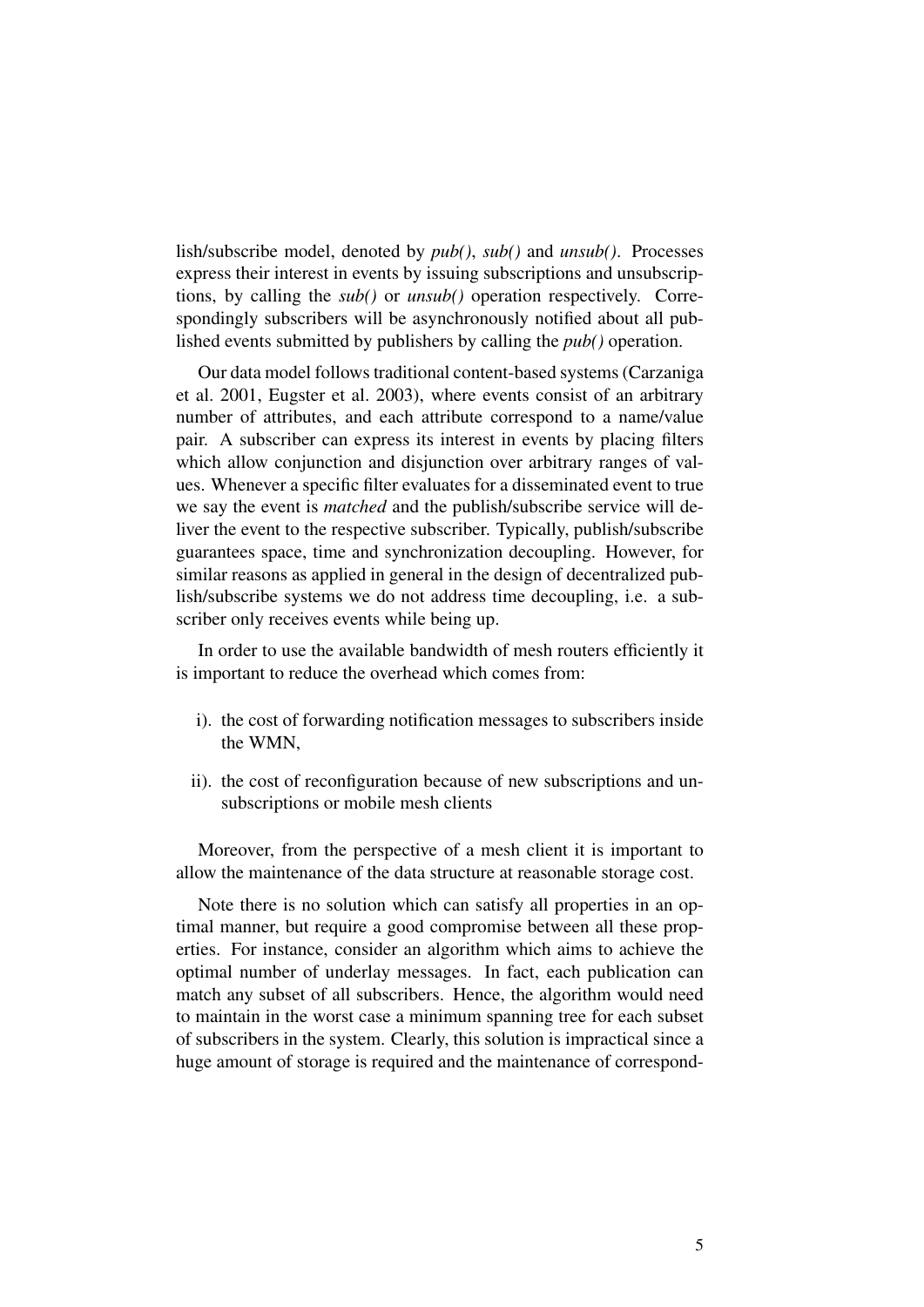lish/subscribe model, denoted by *pub()*, *sub()* and *unsub()*. Processes express their interest in events by issuing subscriptions and unsubscriptions, by calling the *sub()* or *unsub()* operation respectively. Correspondingly subscribers will be asynchronously notified about all published events submitted by publishers by calling the *pub()* operation.

Our data model follows traditional content-based systems (Carzaniga et al. 2001, Eugster et al. 2003), where events consist of an arbitrary number of attributes, and each attribute correspond to a name/value pair. A subscriber can express its interest in events by placing filters which allow conjunction and disjunction over arbitrary ranges of values. Whenever a specific filter evaluates for a disseminated event to true we say the event is *matched* and the publish/subscribe service will deliver the event to the respective subscriber. Typically, publish/subscribe guarantees space, time and synchronization decoupling. However, for similar reasons as applied in general in the design of decentralized publish/subscribe systems we do not address time decoupling, i.e. a subscriber only receives events while being up.

In order to use the available bandwidth of mesh routers efficiently it is important to reduce the overhead which comes from:

i). the cost of forwarding notification messages to subscribers inside the WMN,

ii). the cost of reconfiguration because of new subscriptions and unsubscriptions or mobile mesh clients

Moreover, from the perspective of a mesh client it is important to allow the maintenance of the data structure at reasonable storage cost.

Note there is no solution which can satisfy all properties in an optimal manner, but require a good compromise between all these properties. For instance, consider an algorithm which aims to achieve the optimal number of underlay messages. In fact, each publication can match any subset of all subscribers. Hence, the algorithm would need to maintain in the worst case a minimum spanning tree for each subset of subscribers in the system. Clearly, this solution is impractical since a huge amount of storage is required and the maintenance of correspond-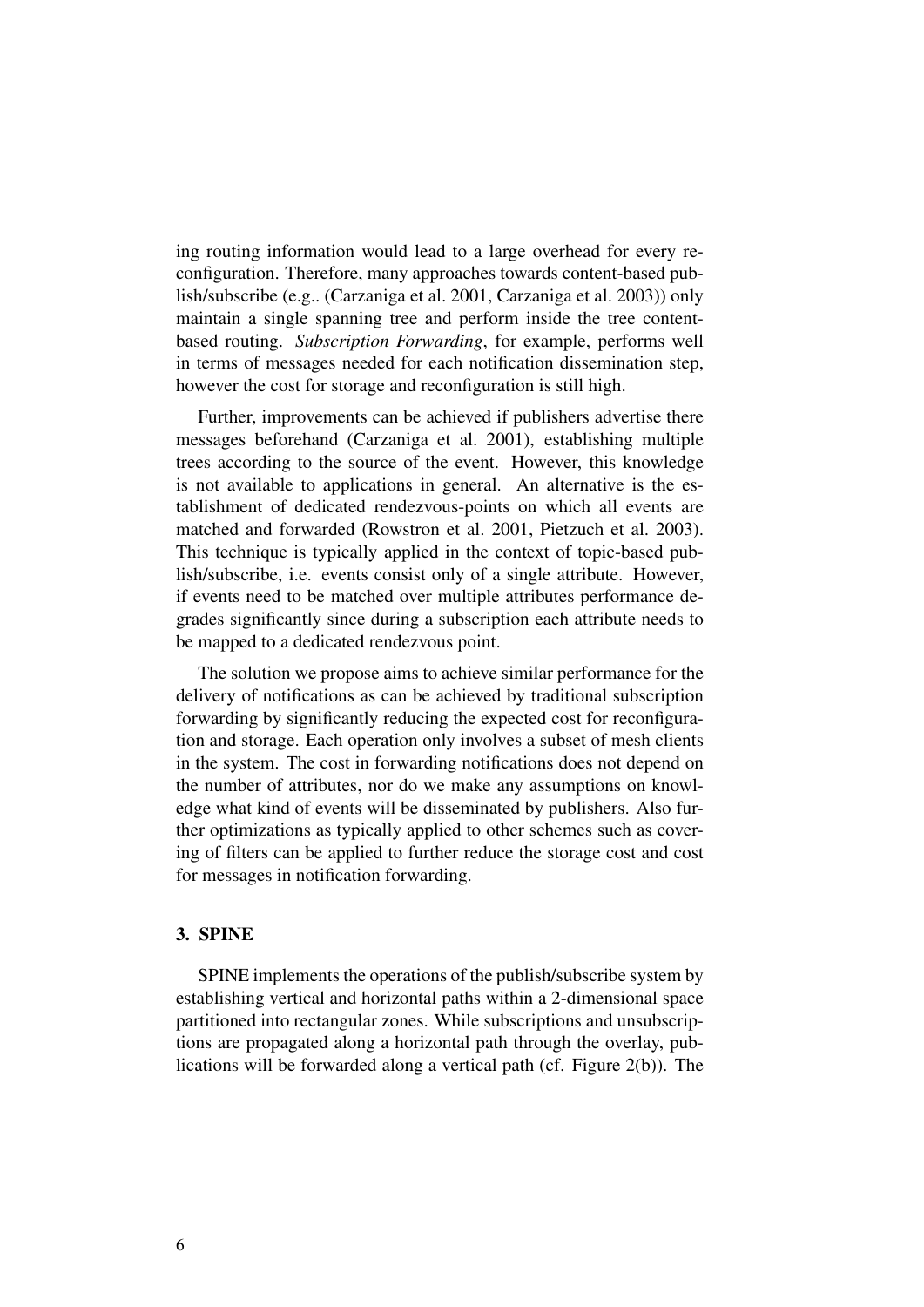ing routing information would lead to a large overhead for every reconfiguration. Therefore, many approaches towards content-based publish/subscribe (e.g.. (Carzaniga et al. 2001, Carzaniga et al. 2003)) only maintain a single spanning tree and perform inside the tree content-based routing. *Subscription Forwarding*, for example, performs well in terms of messages needed for each notification dissemination step, however the cost for storage and reconfiguration is still high.

Further, improvements can be achieved if publishers advertise there messages beforehand (Carzaniga et al. 2001), establishing multiple trees according to the source of the event. However, this knowledge is not available to applications in general. An alternative is the establishment of dedicated rendezvous-points on which all events are matched and forwarded (Rowstron et al. 2001, Pietzuch et al. 2003). This technique is typically applied in the context of topic-based publish/subscribe, i.e. events consist only of a single attribute. However, if events need to be matched over multiple attributes performance degrades significantly since during a subscription each attribute needs to be mapped to a dedicated rendezvous point.

The solution we propose aims to achieve similar performance for the delivery of notifications as can be achieved by traditional subscription forwarding by significantly reducing the expected cost for reconfiguration and storage. Each operation only involves a subset of mesh clients in the system. The cost in forwarding notifications does not depend on the number of attributes, nor do we make any assumptions on knowledge what kind of events will be disseminated by publishers. Also further optimizations as typically applied to other schemes such as covering of filters can be applied to further reduce the storage cost and cost for messages in notification forwarding.

### 3. SPINE

SPINE implements the operations of the publish/subscribe system by establishing vertical and horizontal paths within a 2-dimensional space partitioned into rectangular zones. While subscriptions and unsubscriptions are propagated along a horizontal path through the overlay, publications will be forwarded along a vertical path (cf. Figure 2(b)). The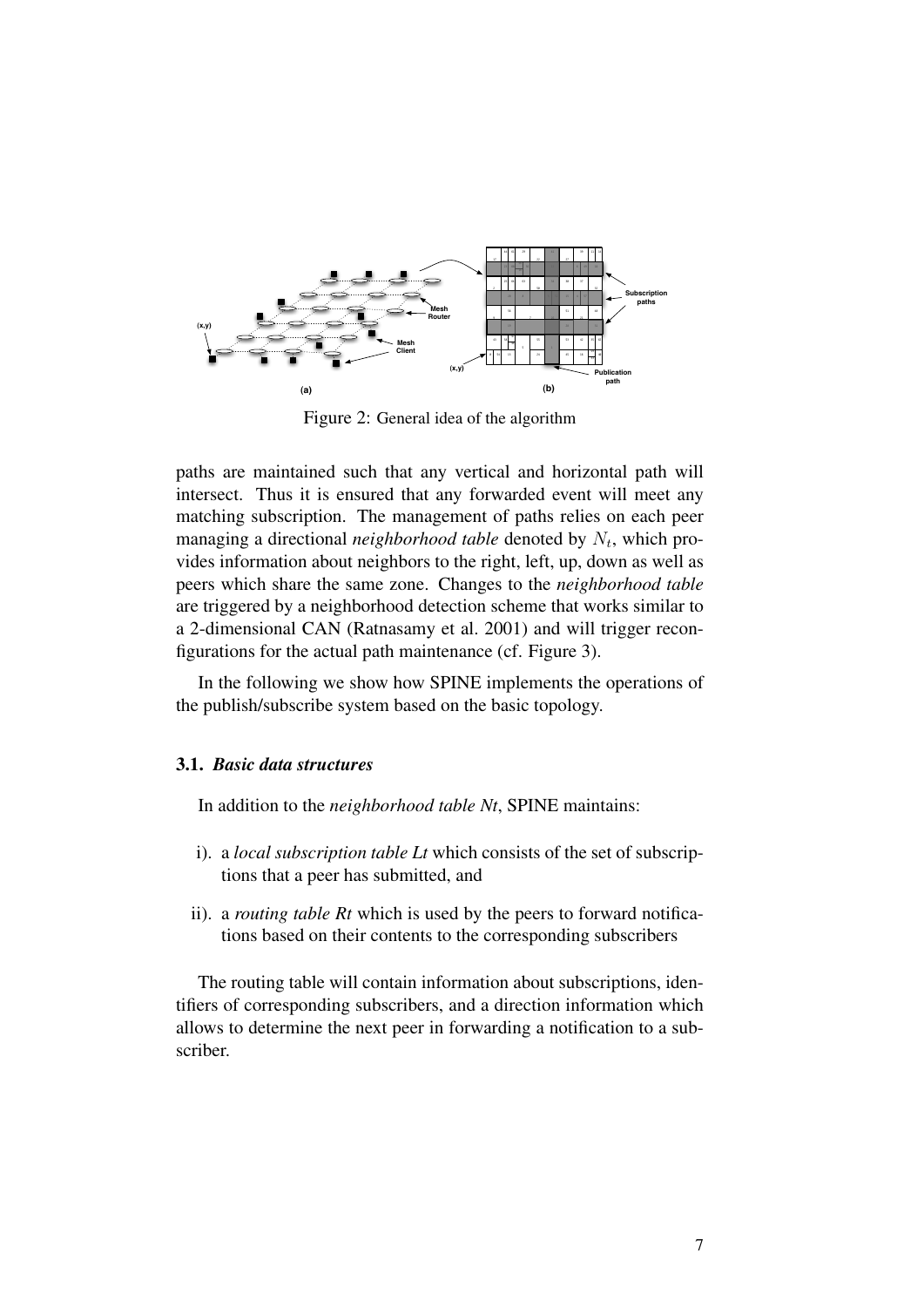Figure 2: General idea of the algorithm

paths are maintained such that any vertical and horizontal path will intersect. Thus it is ensured that any forwarded event will meet any matching subscription. The management of paths relies on each peer managing a directional *neighborhood table* denoted by $N_t$, which provides information about neighbors to the right, left, up, down as well as peers which share the same zone. Changes to the *neighborhood table* are triggered by a neighborhood detection scheme that works similar to a 2-dimensional CAN (Ratnasamy et al. 2001) and will trigger reconfigurations for the actual path maintenance (cf. Figure 3).

In the following we show how SPINE implements the operations of the publish/subscribe system based on the basic topology.

### 3.1. *Basic data structures*

In addition to the *neighborhood table Nt*, SPINE maintains:

i). a *local subscription table Lt* which consists of the set of subscriptions that a peer has submitted, and

ii). a *routing table Rt* which is used by the peers to forward notifications based on their contents to the corresponding subscribers

The routing table will contain information about subscriptions, identifiers of corresponding subscribers, and a direction information which allows to determine the next peer in forwarding a notification to a subscriber.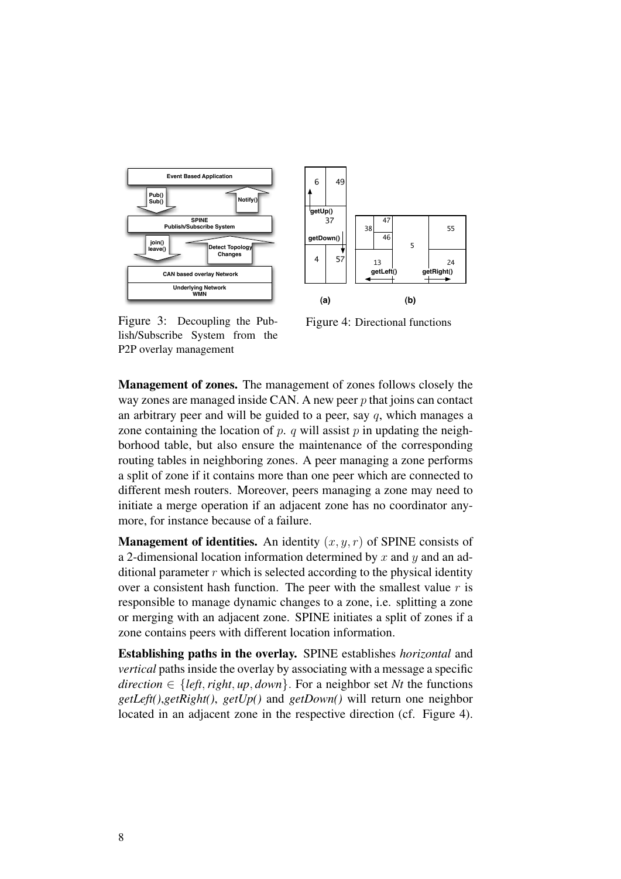Figure 3: Decoupling the Publish/Subscribe System from the P2P overlay management

Figure 4: Directional functions

**Management of zones.** The management of zones follows closely the way zones are managed inside CAN. A new peer $p$ that joins can contact an arbitrary peer and will be guided to a peer, say $q$, which manages a zone containing the location of $p$. $q$ will assist $p$ in updating the neighborhood table, but also ensure the maintenance of the corresponding routing tables in neighboring zones. A peer managing a zone performs a split of zone if it contains more than one peer which are connected to different mesh routers. Moreover, peers managing a zone may need to initiate a merge operation if an adjacent zone has no coordinator anymore, for instance because of a failure.

**Management of identities.** An identity $(x, y, r)$ of SPINE consists of a 2-dimensional location information determined by $x$ and $y$ and an additional parameter $r$ which is selected according to the physical identity over a consistent hash function. The peer with the smallest value $r$ is responsible to manage dynamic changes to a zone, i.e. splitting a zone or merging with an adjacent zone. SPINE initiates a split of zones if a zone contains peers with different location information.

**Establishing paths in the overlay.** SPINE establishes *horizontal* and *vertical* paths inside the overlay by associating with a message a specific *direction* $\in \{left, right, up, down\}$. For a neighbor set *Nt* the functions *getLeft()*,*getRight()*, *getUp()* and *getDown()* will return one neighbor located in an adjacent zone in the respective direction (cf. Figure 4).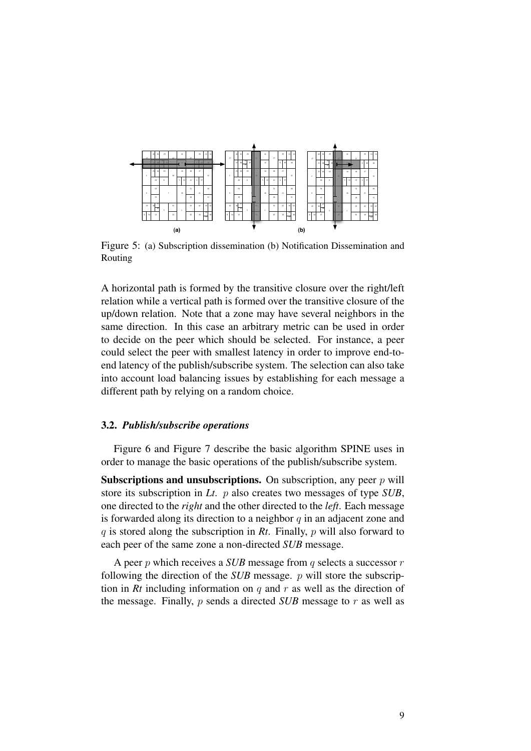Figure 5: (a) Subscription dissemination (b) Notification Dissemination and Routing

A horizontal path is formed by the transitive closure over the right/left relation while a vertical path is formed over the transitive closure of the up/down relation. Note that a zone may have several neighbors in the same direction. In this case an arbitrary metric can be used in order to decide on the peer which should be selected. For instance, a peer could select the peer with smallest latency in order to improve end-to-end latency of the publish/subscribe system. The selection can also take into account load balancing issues by establishing for each message a different path by relying on a random choice.

### 3.2. *Publish/subscribe operations*

Figure 6 and Figure 7 describe the basic algorithm SPINE uses in order to manage the basic operations of the publish/subscribe system.

**Subscriptions and unsubscriptions.** On subscription, any peer $p$ will store its subscription in *Lt*. $p$ also creates two messages of type *SUB*, one directed to the *right* and the other directed to the *left*. Each message is forwarded along its direction to a neighbor $q$ in an adjacent zone and $q$ is stored along the subscription in *Rt*. Finally, $p$ will also forward to each peer of the same zone a non-directed *SUB* message.

A peer $p$ which receives a *SUB* message from $q$ selects a successor $r$ following the direction of the *SUB* message. $p$ will store the subscription in *Rt* including information on $q$ and $r$ as well as the direction of the message. Finally, $p$ sends a directed *SUB* message to $r$ as well as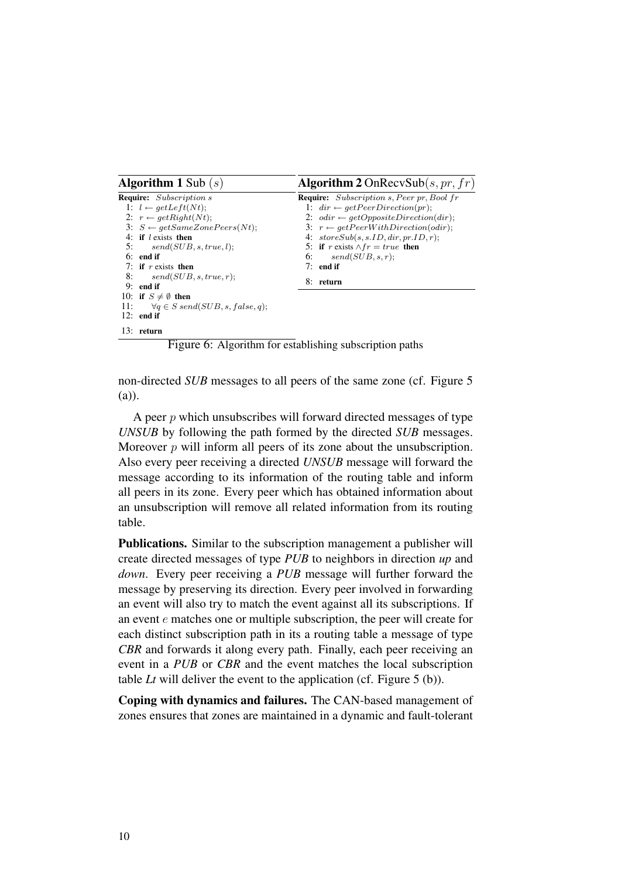**Algorithm 1** Sub $(s)$

```
Require: Subscription s
 1: l ← getLeft(Nt);
 2: r ← getRight(Nt);
 3: S ← getSameZonePeers(Nt);
 4: if l exists then
 5:     send(SUB, s, true, l);
 6: end if
 7: if r exists then
 8:     send(SUB, s, true, r);
 9: end if
10: if S ≠ ∅ then
11:     ∀q ∈ S send(SUB, s, false, q);
12: end if
13: return
```

**Algorithm 2** OnRecvSub$(s, pr, fr)$

```
Require: Subscription s, Peer pr, Bool fr
 1: dir ← getPeerDirection(pr);
 2: odir ← getOppositeDirection(dir);
 3: r ← getPeerWithDirection(odir);
 4: storeSub(s, s.ID, dir, pr.ID, r);
 5: if r exists ∧ fr = true then
 6:     send(SUB, s, r);
 7: end if
 8: return
```

Figure 6: Algorithm for establishing subscription paths

non-directed *SUB* messages to all peers of the same zone (cf. Figure 5 (a)).

A peer $p$ which unsubscribes will forward directed messages of type *UNSUB* by following the path formed by the directed *SUB* messages. Moreover $p$ will inform all peers of its zone about the unsubscription. Also every peer receiving a directed *UNSUB* message will forward the message according to its information of the routing table and inform all peers in its zone. Every peer which has obtained information about an unsubscription will remove all related information from its routing table.

**Publications.** Similar to the subscription management a publisher will create directed messages of type *PUB* to neighbors in direction *up* and *down*. Every peer receiving a *PUB* message will further forward the message by preserving its direction. Every peer involved in forwarding an event will also try to match the event against all its subscriptions. If an event $e$ matches one or multiple subscription, the peer will create for each distinct subscription path in its a routing table a message of type *CBR* and forwards it along every path. Finally, each peer receiving an event in a *PUB* or *CBR* and the event matches the local subscription table *Lt* will deliver the event to the application (cf. Figure 5 (b)).

**Coping with dynamics and failures.** The CAN-based management of zones ensures that zones are maintained in a dynamic and fault-tolerant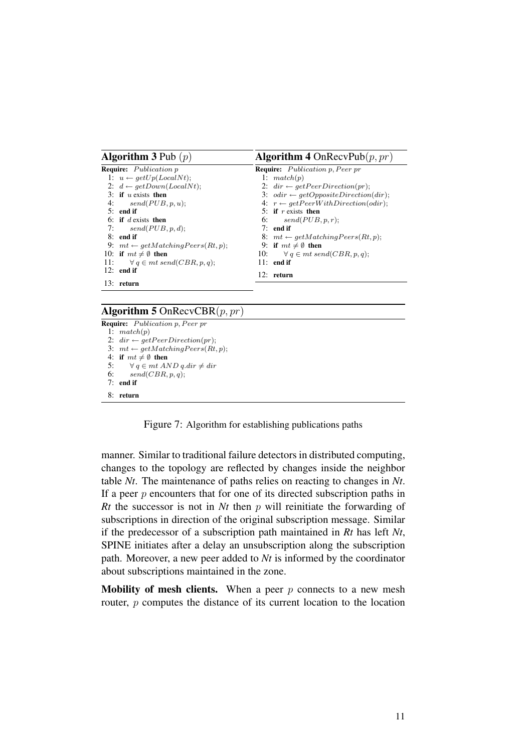**Algorithm 3** Pub $(p)$

```
Require: Publication p
 1: u ← getUp(LocalNt);
 2: d ← getDown(LocalNt);
 3: if u exists then
 4:     send(PUB, p, u);
 5: end if
 6: if d exists then
 7:     send(PUB, p, d);
 8: end if
 9: mt ← getMatchingPeers(Rt, p);
10: if mt ≠ ∅ then
11:     ∀ q ∈ mt send(CBR, p, q);
12: end if
13: return
```

**Algorithm 4** OnRecvPub$(p, pr)$

```
Require: Publication p, Peer pr
 1: match(p)
 2: dir ← getPeerDirection(pr);
 3: odir ← getOppositeDirection(dir);
 4: r ← getPeerWithDirection(odir);
 5: if r exists then
 6:     send(PUB, p, r);
 7: end if
 8: mt ← getMatchingPeers(Rt, p);
 9: if mt ≠ ∅ then
10:     ∀ q ∈ mt send(CBR, p, q);
11: end if
12: return
```

**Algorithm 5** OnRecvCBR$(p, pr)$

```
Require: Publication p, Peer pr
 1: match(p)
 2: dir ← getPeerDirection(pr);
 3: mt ← getMatchingPeers(Rt, p);
 4: if mt ≠ ∅ then
 5:     ∀ q ∈ mt AND q.dir ≠ dir
 6:     send(CBR, p, q);
 7: end if
 8: return
```

Figure 7: Algorithm for establishing publications paths

manner. Similar to traditional failure detectors in distributed computing, changes to the topology are reflected by changes inside the neighbor table *Nt*. The maintenance of paths relies on reacting to changes in *Nt*. If a peer $p$ encounters that for one of its directed subscription paths in *Rt* the successor is not in *Nt* then $p$ will reinitiate the forwarding of subscriptions in direction of the original subscription message. Similar if the predecessor of a subscription path maintained in *Rt* has left *Nt*, SPINE initiates after a delay an unsubscription along the subscription path. Moreover, a new peer added to *Nt* is informed by the coordinator about subscriptions maintained in the zone.

**Mobility of mesh clients.** When a peer $p$ connects to a new mesh router, $p$ computes the distance of its current location to the location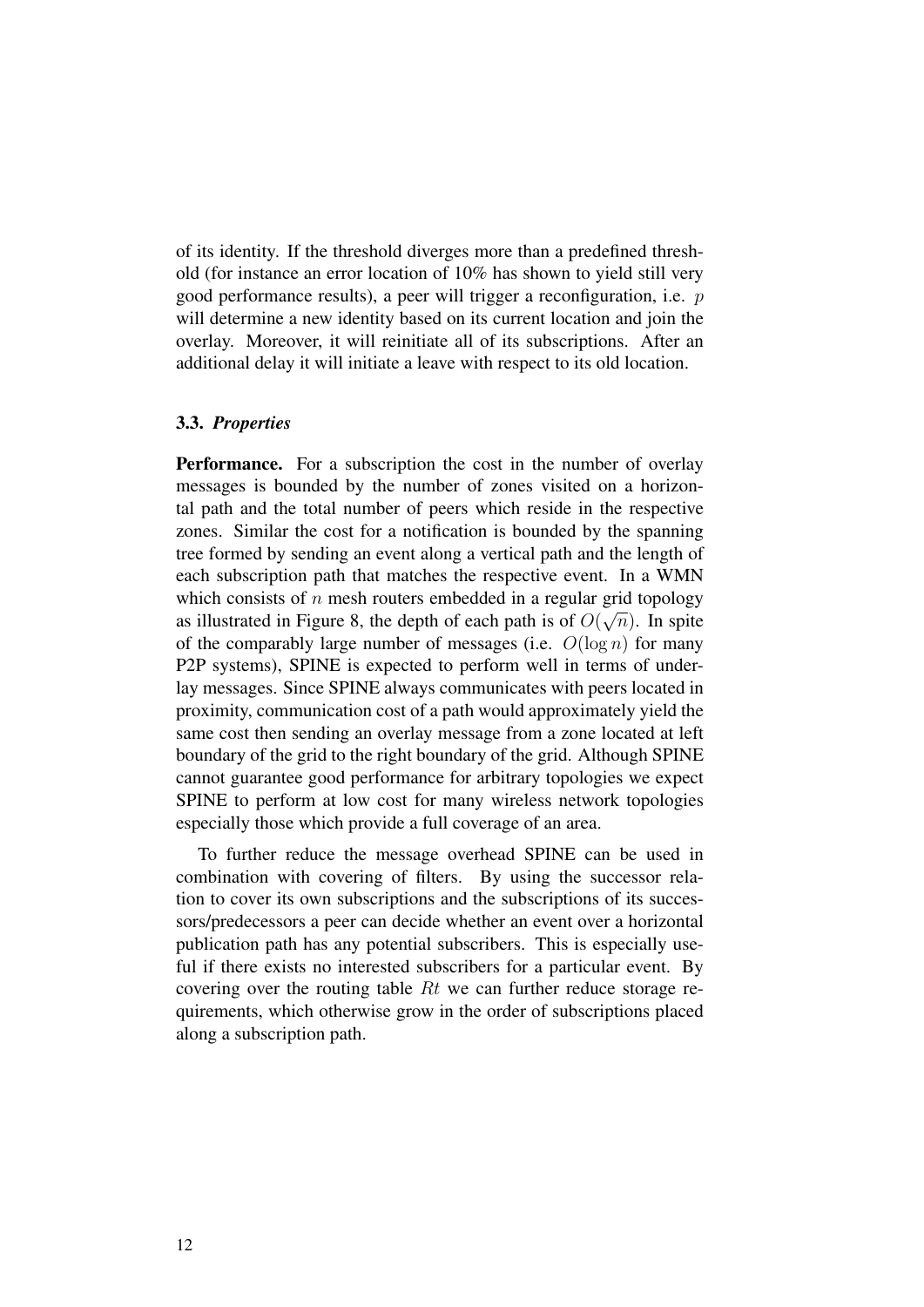of its identity. If the threshold diverges more than a predefined threshold (for instance an error location of 10% has shown to yield still very good performance results), a peer will trigger a reconfiguration, i.e. $p$ will determine a new identity based on its current location and join the overlay. Moreover, it will reinitiate all of its subscriptions. After an additional delay it will initiate a leave with respect to its old location.

### 3.3. *Properties*

**Performance.** For a subscription the cost in the number of overlay messages is bounded by the number of zones visited on a horizontal path and the total number of peers which reside in the respective zones. Similar the cost for a notification is bounded by the spanning tree formed by sending an event along a vertical path and the length of each subscription path that matches the respective event. In a WMN which consists of $n$ mesh routers embedded in a regular grid topology as illustrated in Figure 8, the depth of each path is of $O(\sqrt{n})$. In spite of the comparably large number of messages (i.e. $O(\log n)$ for many P2P systems), SPINE is expected to perform well in terms of underlay messages. Since SPINE always communicates with peers located in proximity, communication cost of a path would approximately yield the same cost then sending an overlay message from a zone located at left boundary of the grid to the right boundary of the grid. Although SPINE cannot guarantee good performance for arbitrary topologies we expect SPINE to perform at low cost for many wireless network topologies especially those which provide a full coverage of an area.

To further reduce the message overhead SPINE can be used in combination with covering of filters. By using the successor relation to cover its own subscriptions and the subscriptions of its successors/predecessors a peer can decide whether an event over a horizontal publication path has any potential subscribers. This is especially useful if there exists no interested subscribers for a particular event. By covering over the routing table $Rt$ we can further reduce storage requirements, which otherwise grow in the order of subscriptions placed along a subscription path.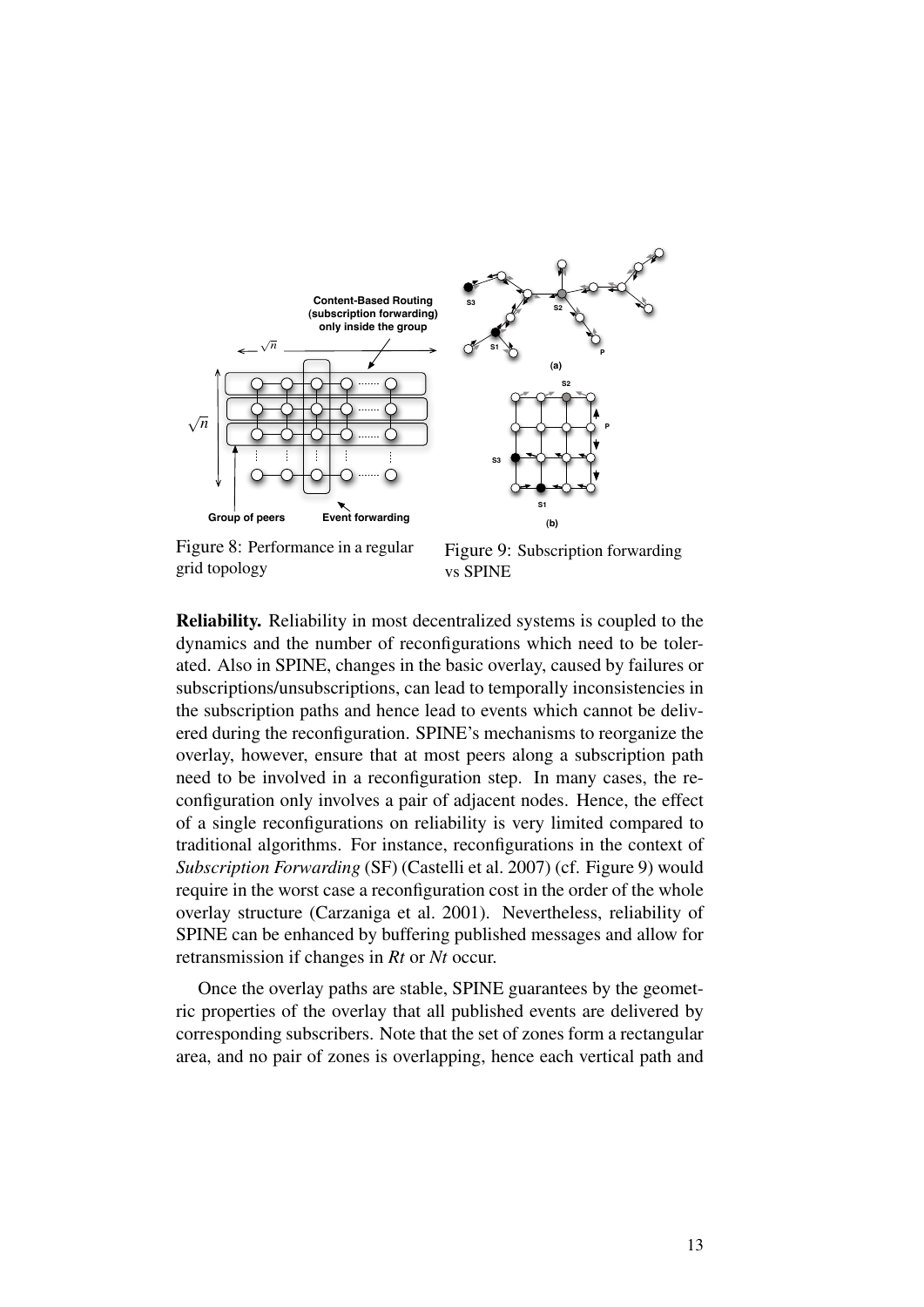Figure 8: Performance in a regular grid topology

Figure 9: Subscription forwarding vs SPINE

**Reliability.** Reliability in most decentralized systems is coupled to the dynamics and the number of reconfigurations which need to be tolerated. Also in SPINE, changes in the basic overlay, caused by failures or subscriptions/unsubscriptions, can lead to temporally inconsistencies in the subscription paths and hence lead to events which cannot be delivered during the reconfiguration. SPINE's mechanisms to reorganize the overlay, however, ensure that at most peers along a subscription path need to be involved in a reconfiguration step. In many cases, the reconfiguration only involves a pair of adjacent nodes. Hence, the effect of a single reconfigurations on reliability is very limited compared to traditional algorithms. For instance, reconfigurations in the context of *Subscription Forwarding* (SF) (Castelli et al. 2007) (cf. Figure 9) would require in the worst case a reconfiguration cost in the order of the whole overlay structure (Carzaniga et al. 2001). Nevertheless, reliability of SPINE can be enhanced by buffering published messages and allow for retransmission if changes in *Rt* or *Nt* occur.

Once the overlay paths are stable, SPINE guarantees by the geometric properties of the overlay that all published events are delivered by corresponding subscribers. Note that the set of zones form a rectangular area, and no pair of zones is overlapping, hence each vertical path and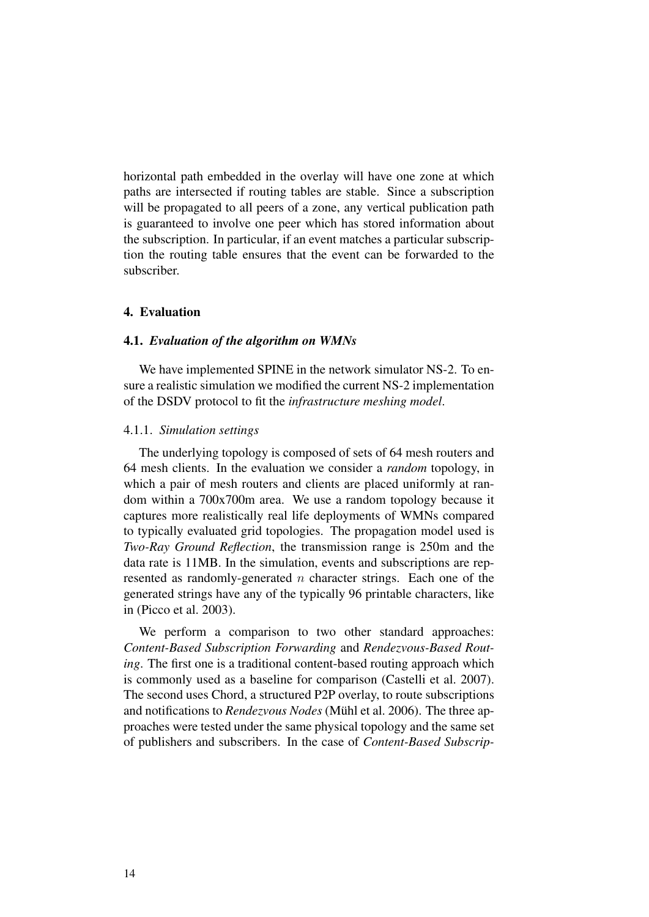horizontal path embedded in the overlay will have one zone at which paths are intersected if routing tables are stable. Since a subscription will be propagated to all peers of a zone, any vertical publication path is guaranteed to involve one peer which has stored information about the subscription. In particular, if an event matches a particular subscription the routing table ensures that the event can be forwarded to the subscriber.

## 4. Evaluation

### 4.1. *Evaluation of the algorithm on WMNs*

We have implemented SPINE in the network simulator NS-2. To ensure a realistic simulation we modified the current NS-2 implementation of the DSDV protocol to fit the *infrastructure meshing model*.

#### 4.1.1. *Simulation settings*

The underlying topology is composed of sets of 64 mesh routers and 64 mesh clients. In the evaluation we consider a *random* topology, in which a pair of mesh routers and clients are placed uniformly at random within a 700x700m area. We use a random topology because it captures more realistically real life deployments of WMNs compared to typically evaluated grid topologies. The propagation model used is *Two-Ray Ground Reflection*, the transmission range is 250m and the data rate is 11MB. In the simulation, events and subscriptions are represented as randomly-generated $n$ character strings. Each one of the generated strings have any of the typically 96 printable characters, like in (Picco et al. 2003).

We perform a comparison to two other standard approaches: *Content-Based Subscription Forwarding* and *Rendezvous-Based Routing*. The first one is a traditional content-based routing approach which is commonly used as a baseline for comparison (Castelli et al. 2007). The second uses Chord, a structured P2P overlay, to route subscriptions and notifications to *Rendezvous Nodes* (Mühl et al. 2006). The three approaches were tested under the same physical topology and the same set of publishers and subscribers. In the case of *Content-Based Subscrip-*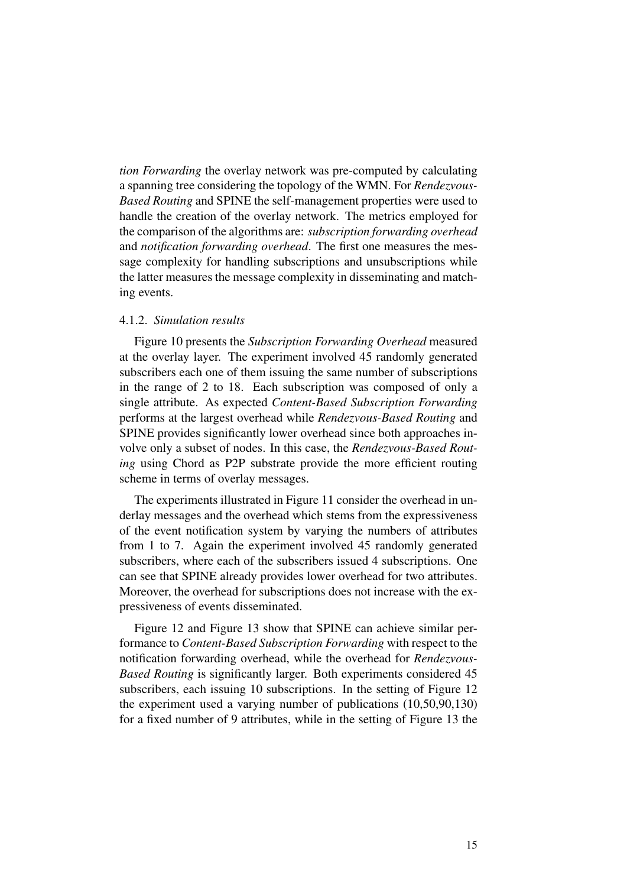*tion Forwarding* the overlay network was pre-computed by calculating a spanning tree considering the topology of the WMN. For *Rendezvous-Based Routing* and SPINE the self-management properties were used to handle the creation of the overlay network. The metrics employed for the comparison of the algorithms are: *subscription forwarding overhead* and *notification forwarding overhead*. The first one measures the message complexity for handling subscriptions and unsubscriptions while the latter measures the message complexity in disseminating and matching events.

#### 4.1.2. *Simulation results*

Figure 10 presents the *Subscription Forwarding Overhead* measured at the overlay layer. The experiment involved 45 randomly generated subscribers each one of them issuing the same number of subscriptions in the range of 2 to 18. Each subscription was composed of only a single attribute. As expected *Content-Based Subscription Forwarding* performs at the largest overhead while *Rendezvous-Based Routing* and SPINE provides significantly lower overhead since both approaches involve only a subset of nodes. In this case, the *Rendezvous-Based Routing* using Chord as P2P substrate provide the more efficient routing scheme in terms of overlay messages.

The experiments illustrated in Figure 11 consider the overhead in underlay messages and the overhead which stems from the expressiveness of the event notification system by varying the numbers of attributes from 1 to 7. Again the experiment involved 45 randomly generated subscribers, where each of the subscribers issued 4 subscriptions. One can see that SPINE already provides lower overhead for two attributes. Moreover, the overhead for subscriptions does not increase with the expressiveness of events disseminated.

Figure 12 and Figure 13 show that SPINE can achieve similar performance to *Content-Based Subscription Forwarding* with respect to the notification forwarding overhead, while the overhead for *Rendezvous-Based Routing* is significantly larger. Both experiments considered 45 subscribers, each issuing 10 subscriptions. In the setting of Figure 12 the experiment used a varying number of publications (10,50,90,130) for a fixed number of 9 attributes, while in the setting of Figure 13 the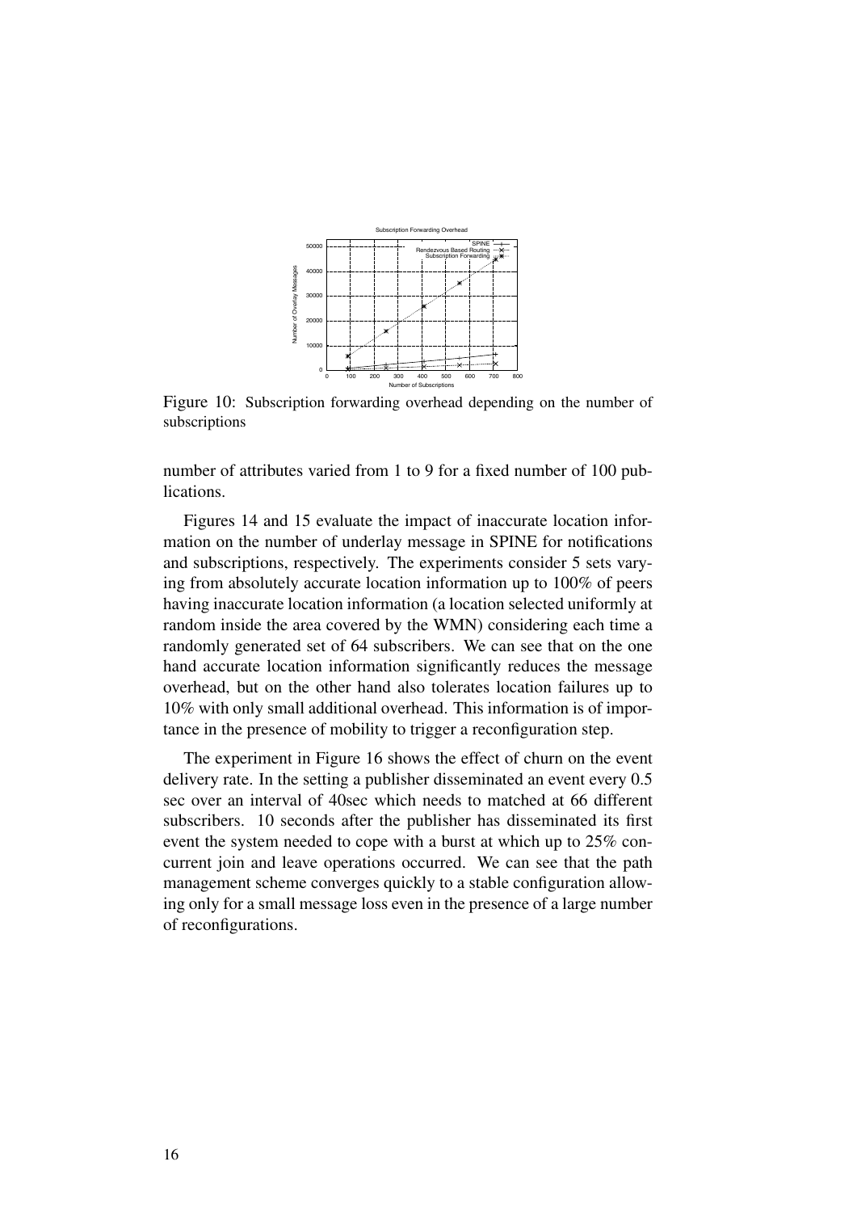Figure 10: Subscription forwarding overhead depending on the number of subscriptions

number of attributes varied from 1 to 9 for a fixed number of 100 publications.

Figures 14 and 15 evaluate the impact of inaccurate location information on the number of underlay message in SPINE for notifications and subscriptions, respectively. The experiments consider 5 sets varying from absolutely accurate location information up to 100% of peers having inaccurate location information (a location selected uniformly at random inside the area covered by the WMN) considering each time a randomly generated set of 64 subscribers. We can see that on the one hand accurate location information significantly reduces the message overhead, but on the other hand also tolerates location failures up to 10% with only small additional overhead. This information is of importance in the presence of mobility to trigger a reconfiguration step.

The experiment in Figure 16 shows the effect of churn on the event delivery rate. In the setting a publisher disseminated an event every 0.5 sec over an interval of 40sec which needs to matched at 66 different subscribers. 10 seconds after the publisher has disseminated its first event the system needed to cope with a burst at which up to 25% concurrent join and leave operations occurred. We can see that the path management scheme converges quickly to a stable configuration allowing only for a small message loss even in the presence of a large number of reconfigurations.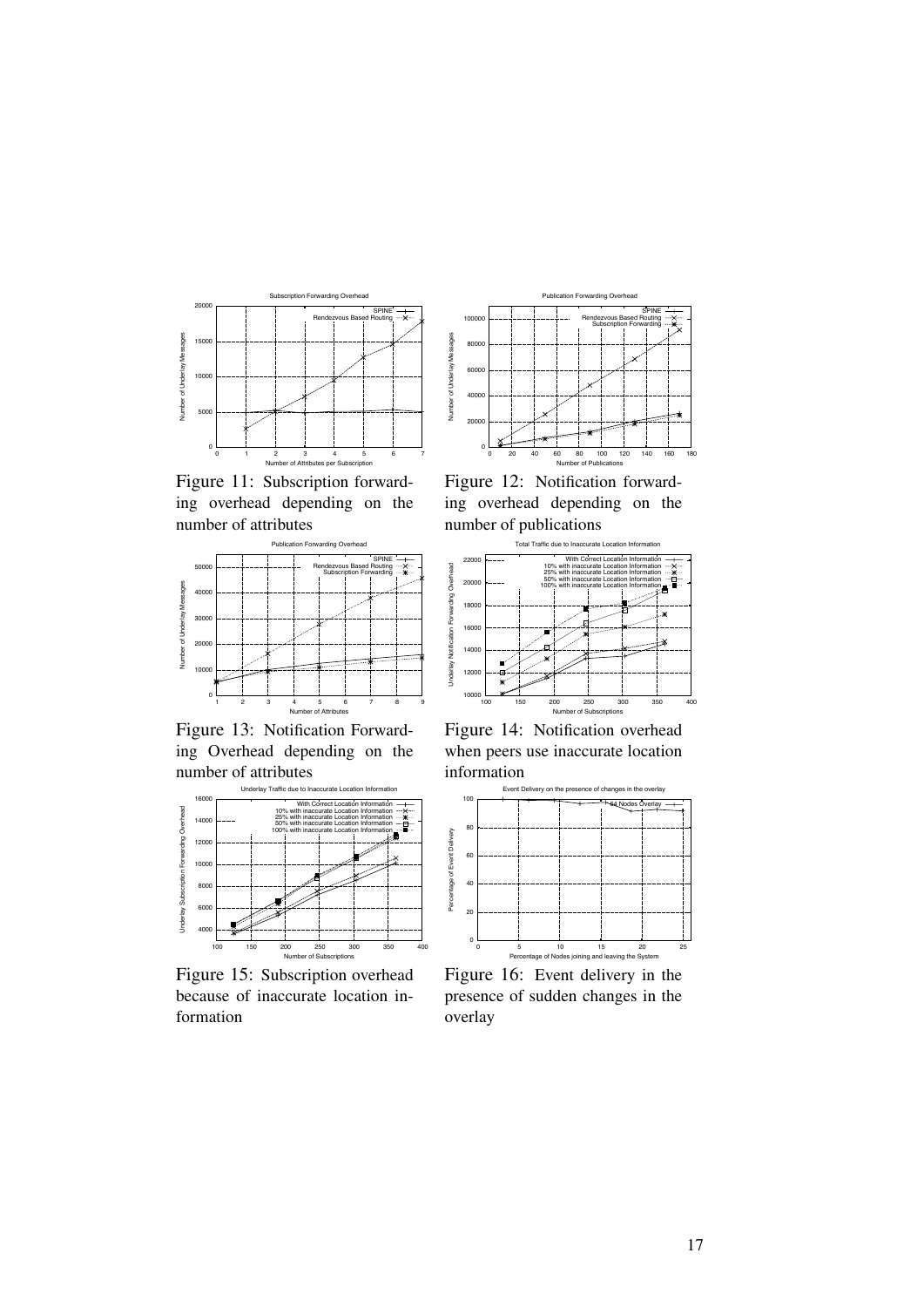Figure 11: Subscription forwarding overhead depending on the number of attributes

Figure 12: Notification forwarding overhead depending on the number of publications

Figure 13: Notification Forwarding Overhead depending on the number of attributes

Figure 14: Notification overhead when peers use inaccurate location information

Figure 15: Subscription overhead because of inaccurate location information

Figure 16: Event delivery in the presence of sudden changes in the overlay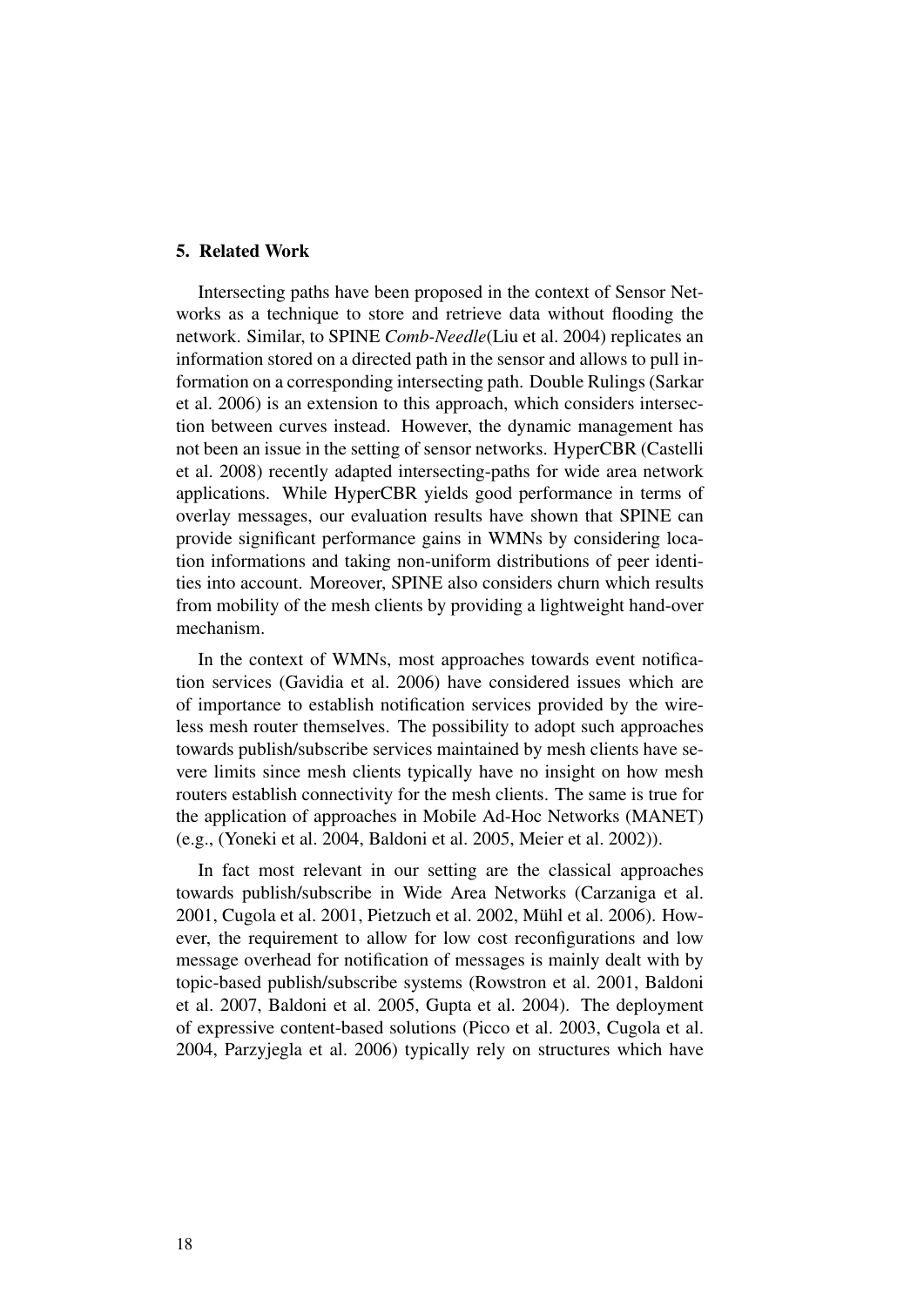## 5. Related Work

Intersecting paths have been proposed in the context of Sensor Networks as a technique to store and retrieve data without flooding the network. Similar, to SPINE *Comb-Needle*(Liu et al. 2004) replicates an information stored on a directed path in the sensor and allows to pull information on a corresponding intersecting path. Double Rulings (Sarkar et al. 2006) is an extension to this approach, which considers intersection between curves instead. However, the dynamic management has not been an issue in the setting of sensor networks. HyperCBR (Castelli et al. 2008) recently adapted intersecting-paths for wide area network applications. While HyperCBR yields good performance in terms of overlay messages, our evaluation results have shown that SPINE can provide significant performance gains in WMNs by considering location informations and taking non-uniform distributions of peer identities into account. Moreover, SPINE also considers churn which results from mobility of the mesh clients by providing a lightweight hand-over mechanism.

In the context of WMNs, most approaches towards event notification services (Gavidia et al. 2006) have considered issues which are of importance to establish notification services provided by the wireless mesh router themselves. The possibility to adopt such approaches towards publish/subscribe services maintained by mesh clients have severe limits since mesh clients typically have no insight on how mesh routers establish connectivity for the mesh clients. The same is true for the application of approaches in Mobile Ad-Hoc Networks (MANET) (e.g., (Yoneki et al. 2004, Baldoni et al. 2005, Meier et al. 2002)).

In fact most relevant in our setting are the classical approaches towards publish/subscribe in Wide Area Networks (Carzaniga et al. 2001, Cugola et al. 2001, Pietzuch et al. 2002, Mühl et al. 2006). However, the requirement to allow for low cost reconfigurations and low message overhead for notification of messages is mainly dealt with by topic-based publish/subscribe systems (Rowstron et al. 2001, Baldoni et al. 2007, Baldoni et al. 2005, Gupta et al. 2004). The deployment of expressive content-based solutions (Picco et al. 2003, Cugola et al. 2004, Parzyjegla et al. 2006) typically rely on structures which have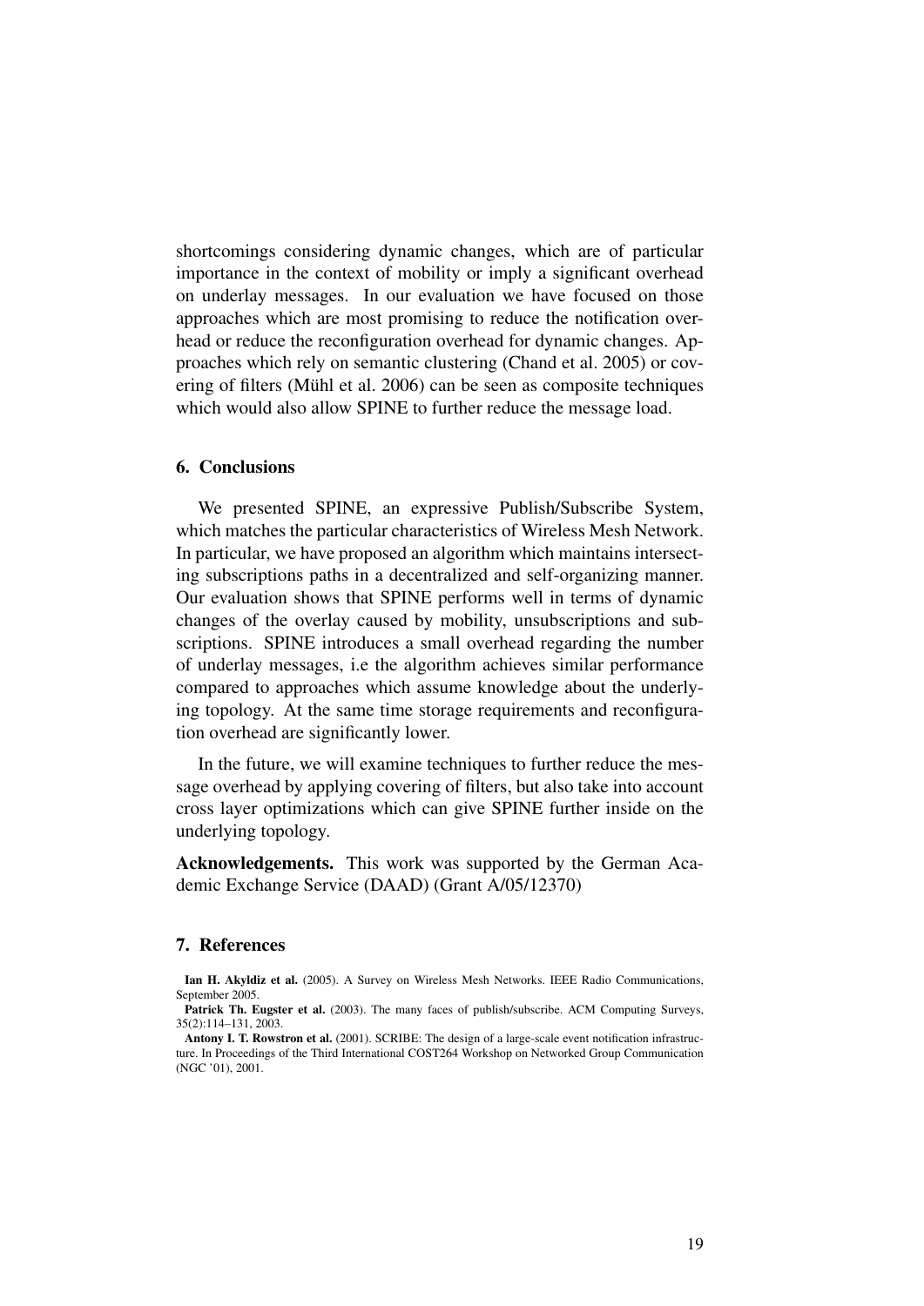shortcomings considering dynamic changes, which are of particular importance in the context of mobility or imply a significant overhead on underlay messages. In our evaluation we have focused on those approaches which are most promising to reduce the notification overhead or reduce the reconfiguration overhead for dynamic changes. Approaches which rely on semantic clustering (Chand et al. 2005) or covering of filters (Mühl et al. 2006) can be seen as composite techniques which would also allow SPINE to further reduce the message load.

## 6. Conclusions

We presented SPINE, an expressive Publish/Subscribe System, which matches the particular characteristics of Wireless Mesh Network. In particular, we have proposed an algorithm which maintains intersecting subscriptions paths in a decentralized and self-organizing manner. Our evaluation shows that SPINE performs well in terms of dynamic changes of the overlay caused by mobility, unsubscriptions and subscriptions. SPINE introduces a small overhead regarding the number of underlay messages, i.e the algorithm achieves similar performance compared to approaches which assume knowledge about the underlying topology. At the same time storage requirements and reconfiguration overhead are significantly lower.

In the future, we will examine techniques to further reduce the message overhead by applying covering of filters, but also take into account cross layer optimizations which can give SPINE further inside on the underlying topology.

**Acknowledgements.** This work was supported by the German Academic Exchange Service (DAAD) (Grant A/05/12370)

## 7. References

**Ian H. Akyldiz et al.** (2005). A Survey on Wireless Mesh Networks. IEEE Radio Communications, September 2005.

**Patrick Th. Eugster et al.** (2003). The many faces of publish/subscribe. ACM Computing Surveys, 35(2):114–131, 2003.

**Antony I. T. Rowstron et al.** (2001). SCRIBE: The design of a large-scale event notification infrastructure. In Proceedings of the Third International COST264 Workshop on Networked Group Communication (NGC '01), 2001.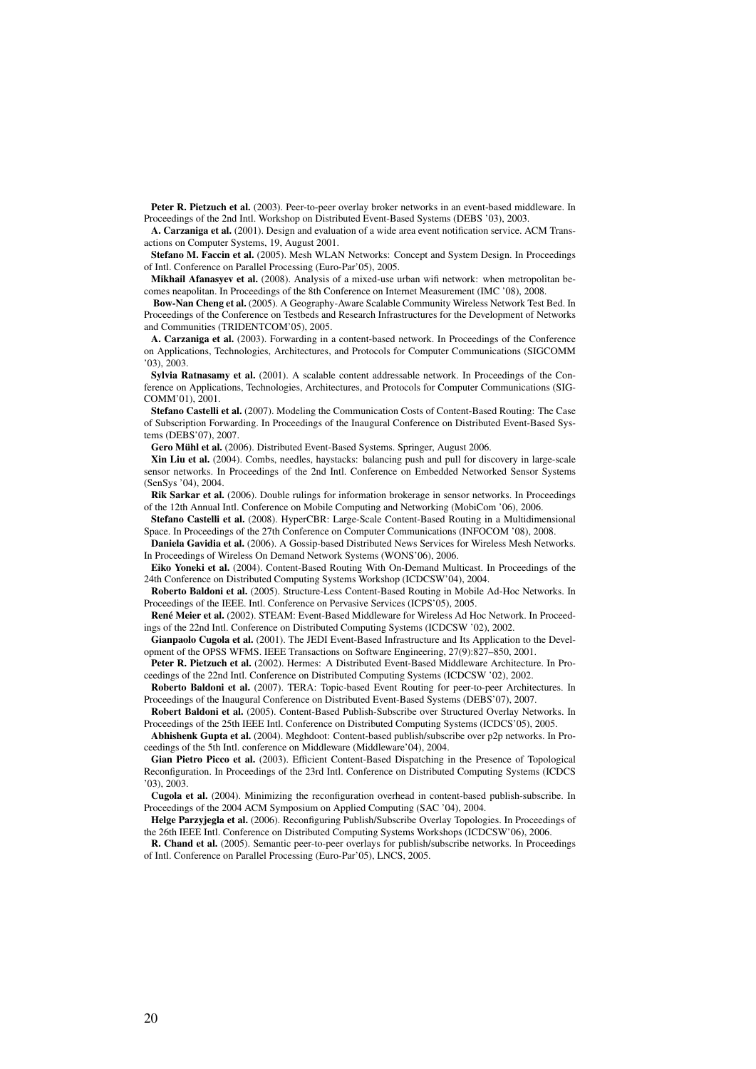**Peter R. Pietzuch et al.** (2003). Peer-to-peer overlay broker networks in an event-based middleware. In Proceedings of the 2nd Intl. Workshop on Distributed Event-Based Systems (DEBS '03), 2003.

**A. Carzaniga et al.** (2001). Design and evaluation of a wide area event notification service. ACM Transactions on Computer Systems, 19, August 2001.

**Stefano M. Faccin et al.** (2005). Mesh WLAN Networks: Concept and System Design. In Proceedings of Intl. Conference on Parallel Processing (Euro-Par'05), 2005.

**Mikhail Afanasyev et al.** (2008). Analysis of a mixed-use urban wifi network: when metropolitan becomes neapolitan. In Proceedings of the 8th Conference on Internet Measurement (IMC '08), 2008.

**Bow-Nan Cheng et al.** (2005). A Geography-Aware Scalable Community Wireless Network Test Bed. In Proceedings of the Conference on Testbeds and Research Infrastructures for the Development of Networks and Communities (TRIDENTCOM'05), 2005.

**A. Carzaniga et al.** (2003). Forwarding in a content-based network. In Proceedings of the Conference on Applications, Technologies, Architectures, and Protocols for Computer Communications (SIGCOMM '03), 2003.

**Sylvia Ratnasamy et al.** (2001). A scalable content addressable network. In Proceedings of the Conference on Applications, Technologies, Architectures, and Protocols for Computer Communications (SIGCOMM'01), 2001.

**Stefano Castelli et al.** (2007). Modeling the Communication Costs of Content-Based Routing: The Case of Subscription Forwarding. In Proceedings of the Inaugural Conference on Distributed Event-Based Systems (DEBS'07), 2007.

**Gero Mühl et al.** (2006). Distributed Event-Based Systems. Springer, August 2006.

**Xin Liu et al.** (2004). Combs, needles, haystacks: balancing push and pull for discovery in large-scale sensor networks. In Proceedings of the 2nd Intl. Conference on Embedded Networked Sensor Systems (SenSys '04), 2004.

**Rik Sarkar et al.** (2006). Double rulings for information brokerage in sensor networks. In Proceedings of the 12th Annual Intl. Conference on Mobile Computing and Networking (MobiCom '06), 2006.

**Stefano Castelli et al.** (2008). HyperCBR: Large-Scale Content-Based Routing in a Multidimensional Space. In Proceedings of the 27th Conference on Computer Communications (INFOCOM '08), 2008.

**Daniela Gavidia et al.** (2006). A Gossip-based Distributed News Services for Wireless Mesh Networks. In Proceedings of Wireless On Demand Network Systems (WONS'06), 2006.

**Eiko Yoneki et al.** (2004). Content-Based Routing With On-Demand Multicast. In Proceedings of the 24th Conference on Distributed Computing Systems Workshop (ICDCSW'04), 2004.

**Roberto Baldoni et al.** (2005). Structure-Less Content-Based Routing in Mobile Ad-Hoc Networks. In Proceedings of the IEEE. Intl. Conference on Pervasive Services (ICPS'05), 2005.

**René Meier et al.** (2002). STEAM: Event-Based Middleware for Wireless Ad Hoc Network. In Proceedings of the 22nd Intl. Conference on Distributed Computing Systems (ICDCSW '02), 2002.

**Gianpaolo Cugola et al.** (2001). The JEDI Event-Based Infrastructure and Its Application to the Development of the OPSS WFMS. IEEE Transactions on Software Engineering, 27(9):827–850, 2001.

**Peter R. Pietzuch et al.** (2002). Hermes: A Distributed Event-Based Middleware Architecture. In Proceedings of the 22nd Intl. Conference on Distributed Computing Systems (ICDCSW '02), 2002.

**Roberto Baldoni et al.** (2007). TERA: Topic-based Event Routing for peer-to-peer Architectures. In Proceedings of the Inaugural Conference on Distributed Event-Based Systems (DEBS'07), 2007.

**Robert Baldoni et al.** (2005). Content-Based Publish-Subscribe over Structured Overlay Networks. In Proceedings of the 25th IEEE Intl. Conference on Distributed Computing Systems (ICDCS'05), 2005.

**Abhishenk Gupta et al.** (2004). Meghdoot: Content-based publish/subscribe over p2p networks. In Proceedings of the 5th Intl. conference on Middleware (Middleware'04), 2004.

**Gian Pietro Picco et al.** (2003). Efficient Content-Based Dispatching in the Presence of Topological Reconfiguration. In Proceedings of the 23rd Intl. Conference on Distributed Computing Systems (ICDCS '03), 2003.

**Cugola et al.** (2004). Minimizing the reconfiguration overhead in content-based publish-subscribe. In Proceedings of the 2004 ACM Symposium on Applied Computing (SAC '04), 2004.

**Helge Parzyjegla et al.** (2006). Reconfiguring Publish/Subscribe Overlay Topologies. In Proceedings of the 26th IEEE Intl. Conference on Distributed Computing Systems Workshops (ICDCSW'06), 2006.

**R. Chand et al.** (2005). Semantic peer-to-peer overlays for publish/subscribe networks. In Proceedings of Intl. Conference on Parallel Processing (Euro-Par'05), LNCS, 2005.